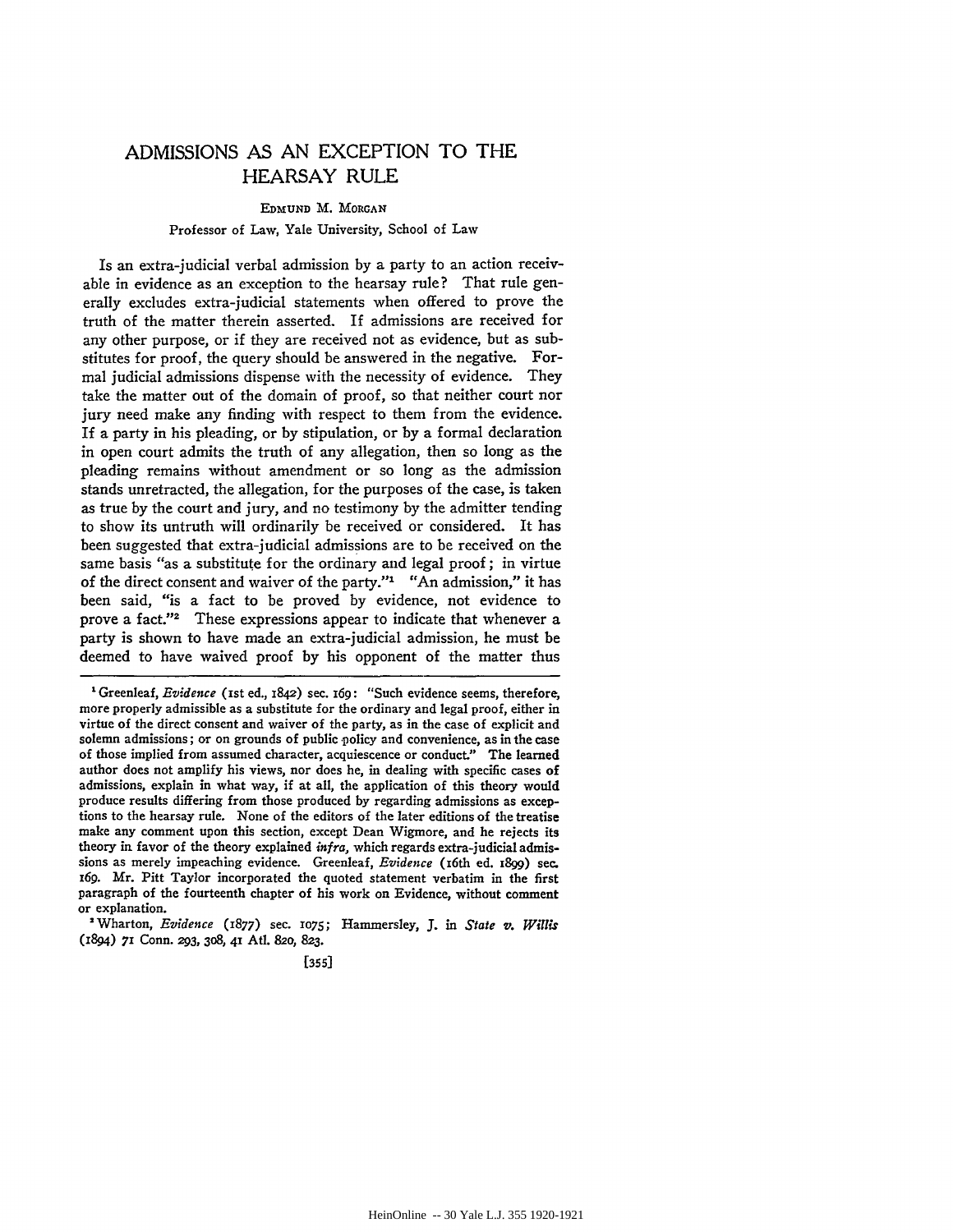# ADMISSIONS AS AN EXCEPTION TO THE HEARSAY RULE

EDMUND M. MORGAN

Professor of Law, Yale University, School of Law

Is an extra-judicial verbal admission by a party to an action receivable in evidence as an exception to the hearsay rule? That rule generally excludes extra-judicial statements when offered to prove the truth of the matter therein asserted. If admissions are received for any other purpose, or if they are received not as evidence, but as substitutes for proof, the query should be answered in the negative. Formal judicial admissions dispense with the necessity of evidence. They take the matter out of the domain of proof, so that neither court nor jury need make any finding with respect to them from the evidence. If a party in his pleading, or by stipulation, or by a formal declaration in open court admits the truth of any allegation, then so long as the pleading remains without amendment or so long as the admission stands unretracted, the allegation, for the purposes of the case, is taken as true by the court and jury, and no testimony by the admitter tending to show its untruth will ordinarily be received or considered. It has been suggested that extra-judicial admissions are to be received on the same basis "as a substitute for the ordinary and legal proof; in virtue of the direct consent and waiver of the party."[1] "An admission," it has been said, "is a fact to be proved by evidence, not evidence to prove a fact."[2] These expressions appear to indicate that whenever a party is shown to have made an extra-judicial admission, he must be deemed to have waived proof by his opponent of the matter thus

---

[1] Greenleaf, *Evidence* (1st ed., 1842) sec. 169: "Such evidence seems, therefore, more properly admissible as a substitute for the ordinary and legal proof, either in virtue of the direct consent and waiver of the party, as in the case of explicit and solemn admissions; or on grounds of public policy and convenience, as in the case of those implied from assumed character, acquiescence or conduct." The learned author does not amplify his views, nor does he, in dealing with specific cases of admissions, explain in what way, if at all, the application of this theory would produce results differing from those produced by regarding admissions as exceptions to the hearsay rule. None of the editors of the later editions of the treatise make any comment upon this section, except Dean Wigmore, and he rejects its theory in favor of the theory explained *infra*, which regards extra-judicial admissions as merely impeaching evidence. Greenleaf, *Evidence* (16th ed. 1899) sec. 169. Mr. Pitt Taylor incorporated the quoted statement verbatim in the first paragraph of the fourteenth chapter of his work on Evidence, without comment or explanation.

[2] Wharton, *Evidence* (1877) sec. 1075; Hammersley, J. in *State v. Willis* (1894) 71 Conn. 293, 308, 41 Atl. 820, 823.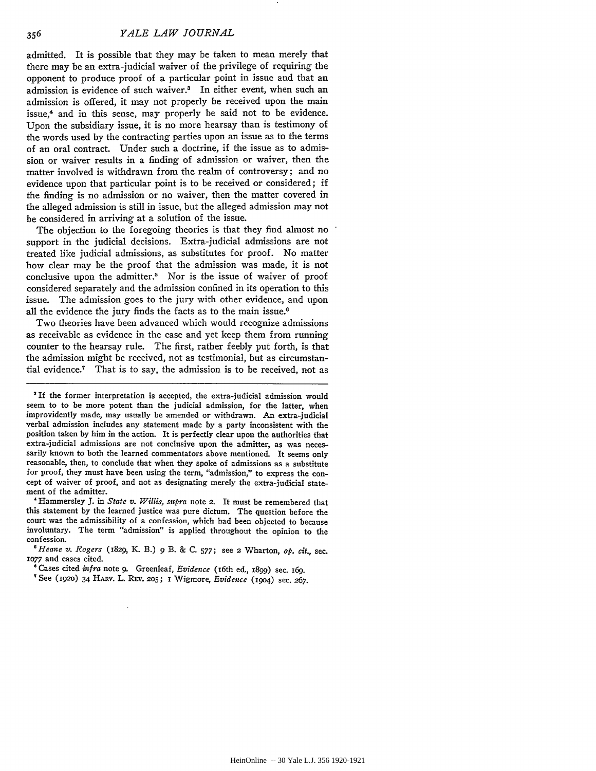admitted. It is possible that they may be taken to mean merely that there may be an extra-judicial waiver of the privilege of requiring the opponent to produce proof of a particular point in issue and that an admission is evidence of such waiver.[3] In either event, when such an admission is offered, it may not properly be received upon the main issue,[4] and in this sense, may properly be said not to be evidence. Upon the subsidiary issue, it is no more hearsay than is testimony of the words used by the contracting parties upon an issue as to the terms of an oral contract. Under such a doctrine, if the issue as to admission or waiver results in a finding of admission or waiver, then the matter involved is withdrawn from the realm of controversy; and no evidence upon that particular point is to be received or considered; if the finding is no admission or no waiver, then the matter covered in the alleged admission is still in issue, but the alleged admission may not be considered in arriving at a solution of the issue.

The objection to the foregoing theories is that they find almost no support in the judicial decisions. Extra-judicial admissions are not treated like judicial admissions, as substitutes for proof. No matter how clear may be the proof that the admission was made, it is not conclusive upon the admitter.[5] Nor is the issue of waiver of proof considered separately and the admission confined in its operation to this issue. The admission goes to the jury with other evidence, and upon all the evidence the jury finds the facts as to the main issue.[6]

Two theories have been advanced which would recognize admissions as receivable as evidence in the case and yet keep them from running counter to the hearsay rule. The first, rather feebly put forth, is that the admission might be received, not as testimonial, but as circumstantial evidence.[7] That is to say, the admission is to be received, not as

---

[3] If the former interpretation is accepted, the extra-judicial admission would seem to to be more potent than the judicial admission, for the latter, when improvidently made, may usually be amended or withdrawn. An extra-judicial verbal admission includes any statement made by a party inconsistent with the position taken by him in the action. It is perfectly clear upon the authorities that extra-judicial admissions are not conclusive upon the admitter, as was necessarily known to both the learned commentators above mentioned. It seems only reasonable, then, to conclude that when they spoke of admissions as a substitute for proof, they must have been using the term, "admission," to express the concept of waiver of proof, and not as designating merely the extra-judicial statement of the admitter.

[4] Hammersley J. in *State v. Willis, supra* note 2. It must be remembered that this statement by the learned justice was pure dictum. The question before the court was the admissibility of a confession, which had been objected to because involuntary. The term "admission" is applied throughout the opinion to the confession.

[5] *Heane v. Rogers* (1829, K. B.) 9 B. & C. 577; see 2 Wharton, *op. cit.*, sec. 1077 and cases cited.

[6] Cases cited *infra* note 9. Greenleaf, *Evidence* (16th ed., 1899) sec. 169.

[7] See (1920) 34 HARV. L. REV. 205; 1 Wigmore, *Evidence* (1904) sec. 267.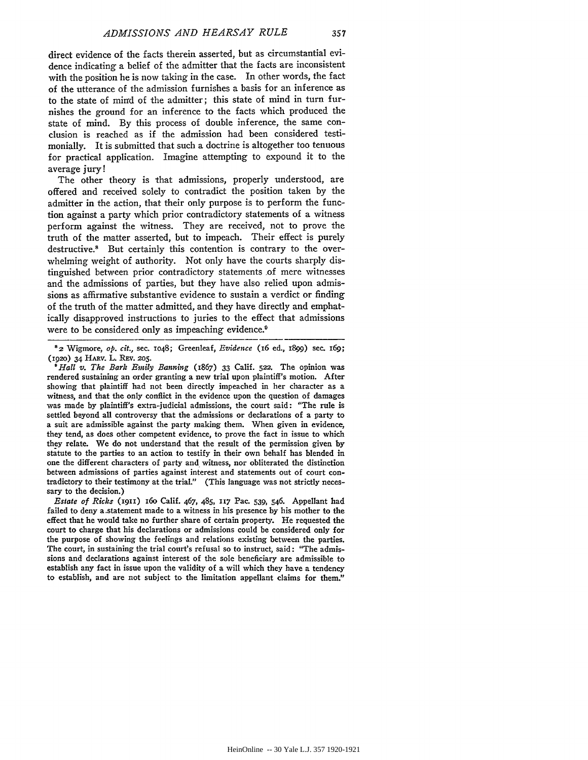direct evidence of the facts therein asserted, but as circumstantial evidence indicating a belief of the admitter that the facts are inconsistent with the position he is now taking in the case. In other words, the fact of the utterance of the admission furnishes a basis for an inference as to the state of mind of the admitter; this state of mind in turn furnishes the ground for an inference to the facts which produced the state of mind. By this process of double inference, the same conclusion is reached as if the admission had been considered testimonially. It is submitted that such a doctrine is altogether too tenuous for practical application. Imagine attempting to expound it to the average jury!

The other theory is that admissions, properly understood, are offered and received solely to contradict the position taken by the admitter in the action, that their only purpose is to perform the function against a party which prior contradictory statements of a witness perform against the witness. They are received, not to prove the truth of the matter asserted, but to impeach. Their effect is purely destructive.[8] But certainly this contention is contrary to the overwhelming weight of authority. Not only have the courts sharply distinguished between prior contradictory statements of mere witnesses and the admissions of parties, but they have also relied upon admissions as affirmative substantive evidence to sustain a verdict or finding of the truth of the matter admitted, and they have directly and emphatically disapproved instructions to juries to the effect that admissions were to be considered only as impeaching evidence.[9]

---

[8] 2 Wigmore, *op. cit.*, sec. 1048; Greenleaf, *Evidence* (16 ed., 1899) sec. 169; (1920) 34 HARV. L. REV. 205.

[9] *Hall v. The Bark Emily Banning* (1867) 33 Calif. 522. The opinion was rendered sustaining an order granting a new trial upon plaintiff's motion. After showing that plaintiff had not been directly impeached in her character as a witness, and that the only conflict in the evidence upon the question of damages was made by plaintiff's extra-judicial admissions, the court said: "The rule is settled beyond all controversy that the admissions or declarations of a party to a suit are admissible against the party making them. When given in evidence, they tend, as does other competent evidence, to prove the fact in issue to which they relate. We do not understand that the result of the permission given by statute to the parties to an action to testify in their own behalf has blended in one the different characters of party and witness, nor obliterated the distinction between admissions of parties against interest and statements out of court contradictory to their testimony at the trial." (This language was not strictly necessary to the decision.)

*Estate of Ricks* (1911) 160 Calif. 467, 485, 117 Pac. 539, 546. Appellant had failed to deny a statement made to a witness in his presence by his mother to the effect that he would take no further share of certain property. He requested the court to charge that his declarations or admissions could be considered only for the purpose of showing the feelings and relations existing between the parties. The court, in sustaining the trial court's refusal so to instruct, said: "The admissions and declarations against interest of the sole beneficiary are admissible to establish any fact in issue upon the validity of a will which they have a tendency to establish, and are not subject to the limitation appellant claims for them."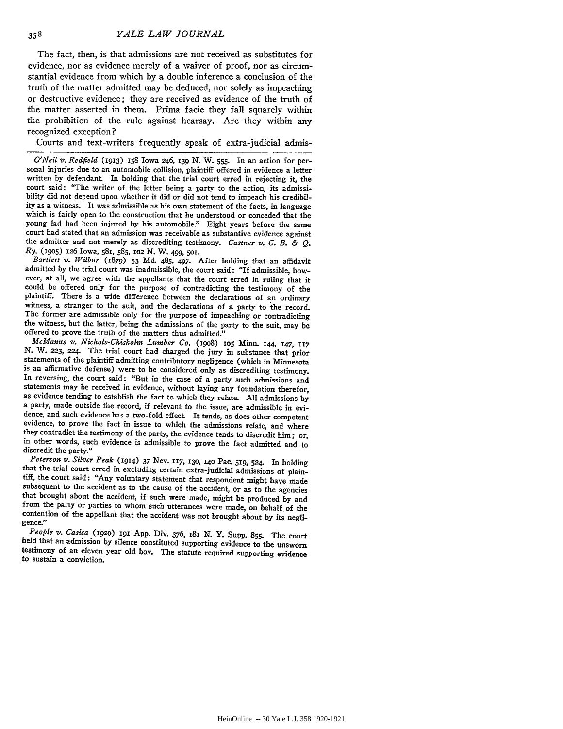The fact, then, is that admissions are not received as substitutes for evidence, nor as evidence merely of a waiver of proof, nor as circumstantial evidence from which by a double inference a conclusion of the truth of the matter admitted may be deduced, nor solely as impeaching or destructive evidence; they are received as evidence of the truth of the matter asserted in them. Prima facie they fall squarely within the prohibition of the rule against hearsay. Are they within any recognized exception?

Courts and text-writers frequently speak of extra-judicial admis-

---

*O'Neil v. Redfield* (1913) 158 Iowa 246, 139 N. W. 555. In an action for personal injuries due to an automobile collision, plaintiff offered in evidence a letter written by defendant. In holding that the trial court erred in rejecting it, the court said: "The writer of the letter being a party to the action, its admissibility did not depend upon whether it did or did not tend to impeach his credibility as a witness. It was admissible as his own statement of the facts, in language which is fairly open to the construction that he understood or conceded that the young lad had been injured by his automobile." Eight years before the same court had stated that an admission was receivable as substantive evidence against the admitter and not merely as discrediting testimony. *Castner v. C. B. & Q. Ry.* (1905) 126 Iowa, 581, 585, 102 N. W. 499, 501.

*Bartlett v. Wilbur* (1879) 53 Md. 485, 497. After holding that an affidavit admitted by the trial court was inadmissible, the court said: "If admissible, however, at all, we agree with the appellants that the court erred in ruling that it could be offered only for the purpose of contradicting the testimony of the plaintiff. There is a wide difference between the declarations of an ordinary witness, a stranger to the suit, and the declarations of a party to the record. The former are admissible only for the purpose of impeaching or contradicting the witness, but the latter, being the admissions of the party to the suit, may be offered to prove the truth of the matters thus admitted."

*McManus v. Nichols-Chisholm Lumber Co.* (1908) 105 Minn. 144, 147, 117 N. W. 223, 224. The trial court had charged the jury in substance that prior statements of the plaintiff admitting contributory negligence (which in Minnesota is an affirmative defense) were to be considered only as discrediting testimony. In reversing, the court said: "But in the case of a party such admissions and statements may be received in evidence, without laying any foundation therefor, as evidence tending to establish the fact to which they relate. All admissions by a party, made outside the record, if relevant to the issue, are admissible in evidence, and such evidence has a two-fold effect. It tends, as does other competent evidence, to prove the fact in issue to which the admissions relate, and where they contradict the testimony of the party, the evidence tends to discredit him; or, in other words, such evidence is admissible to prove the fact admitted and to discredit the party."

*Peterson v. Silver Peak* (1914) 37 Nev. 117, 130, 140 Pac. 519, 524. In holding that the trial court erred in excluding certain extra-judicial admissions of plaintiff, the court said: "Any voluntary statement that respondent might have made subsequent to the accident as to the cause of the accident, or as to the agencies that brought about the accident, if such were made, might be produced by and from the party or parties to whom such utterances were made, on behalf of the contention of the appellant that the accident was not brought about by its negligence."

*People v. Casica* (1920) 191 App. Div. 376, 181 N. Y. Supp. 855. The court held that an admission by silence constituted supporting evidence to the unsworn testimony of an eleven year old boy. The statute required supporting evidence to sustain a conviction.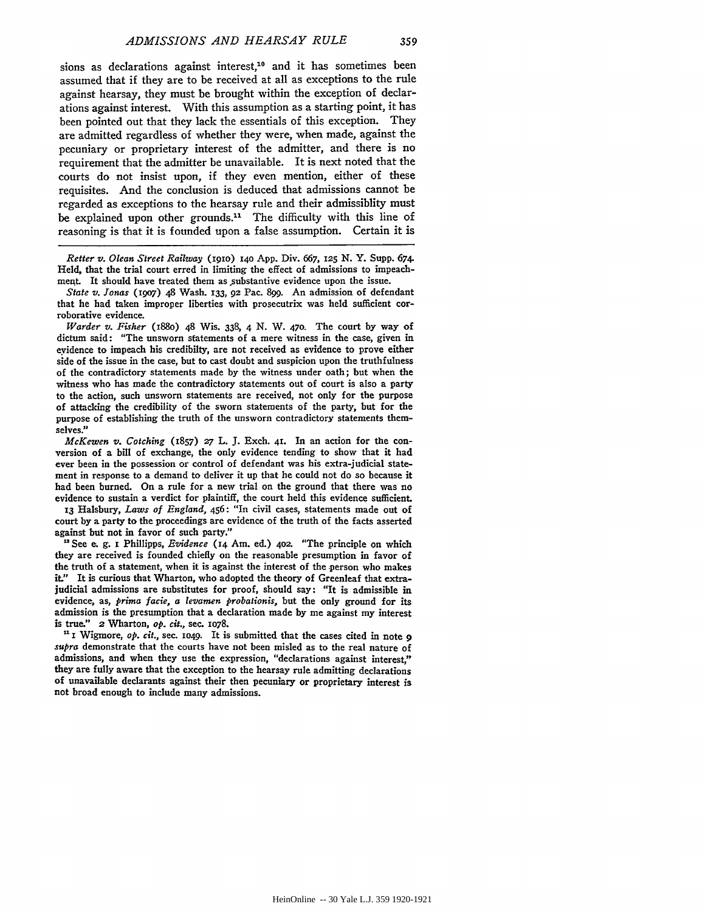sions as declarations against interest,[10] and it has sometimes been assumed that if they are to be received at all as exceptions to the rule against hearsay, they must be brought within the exception of declarations against interest. With this assumption as a starting point, it has been pointed out that they lack the essentials of this exception. They are admitted regardless of whether they were, when made, against the pecuniary or proprietary interest of the admitter, and there is no requirement that the admitter be unavailable. It is next noted that the courts do not insist upon, if they even mention, either of these requisites. And the conclusion is deduced that admissions cannot be regarded as exceptions to the hearsay rule and their admissiblity must be explained upon other grounds.[11] The difficulty with this line of reasoning is that it is founded upon a false assumption. Certain it is

---

*Retter v. Olean Street Railway* (1910) 140 App. Div. 667, 125 N. Y. Supp. 674. Held, that the trial court erred in limiting the effect of admissions to impeachment. It should have treated them as substantive evidence upon the issue.

*State v. Jonas* (1907) 48 Wash. 133, 92 Pac. 899. An admission of defendant that he had taken improper liberties with prosecutrix was held sufficient corroborative evidence.

*Warder v. Fisher* (1880) 48 Wis. 338, 4 N. W. 470. The court by way of dictum said: "The unsworn statements of a mere witness in the case, given in evidence to impeach his credibilty, are not received as evidence to prove either side of the issue in the case, but to cast doubt and suspicion upon the truthfulness of the contradictory statements made by the witness under oath; but when the witness who has made the contradictory statements out of court is also a party to the action, such unsworn statements are received, not only for the purpose of attacking the credibility of the sworn statements of the party, but for the purpose of establishing the truth of the unsworn contradictory statements themselves."

*McKewen v. Cotching* (1857) 27 L. J. Exch. 41. In an action for the conversion of a bill of exchange, the only evidence tending to show that it had ever been in the possession or control of defendant was his extra-judicial statement in response to a demand to deliver it up that he could not do so because it had been burned. On a rule for a new trial on the ground that there was no evidence to sustain a verdict for plaintiff, the court held this evidence sufficient.

13 Halsbury, *Laws of England*, 456: "In civil cases, statements made out of court by a party to the proceedings are evidence of the truth of the facts asserted against but not in favor of such party."

[10] See e. g. 1 Phillipps, *Evidence* (14 Am. ed.) 402. "The principle on which they are received is founded chiefly on the reasonable presumption in favor of the truth of a statement, when it is against the interest of the person who makes it." It is curious that Wharton, who adopted the theory of Greenleaf that extrajudicial admissions are substitutes for proof, should say: "It is admissible in evidence, as, *prima facie, a levamen probationis*, but the only ground for its admission is the presumption that a declaration made by me against my interest is true." 2 Wharton, *op. cit.*, sec. 1078.

[11] 1 Wigmore, *op. cit.*, sec. 1049. It is submitted that the cases cited in note 9 *supra* demonstrate that the courts have not been misled as to the real nature of admissions, and when they use the expression, "declarations against interest," they are fully aware that the exception to the hearsay rule admitting declarations of unavailable declarants against their then pecuniary or proprietary interest is not broad enough to include many admissions.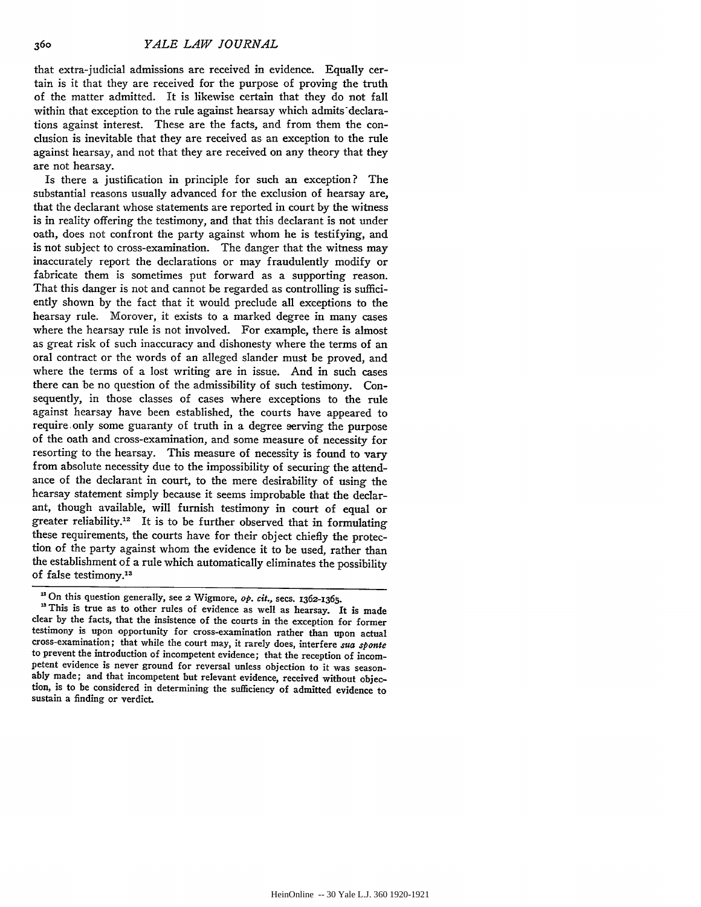that extra-judicial admissions are received in evidence. Equally certain is it that they are received for the purpose of proving the truth of the matter admitted. It is likewise certain that they do not fall within that exception to the rule against hearsay which admits declarations against interest. These are the facts, and from them the conclusion is inevitable that they are received as an exception to the rule against hearsay, and not that they are received on any theory that they are not hearsay.

Is there a justification in principle for such an exception? The substantial reasons usually advanced for the exclusion of hearsay are, that the declarant whose statements are reported in court by the witness is in reality offering the testimony, and that this declarant is not under oath, does not confront the party against whom he is testifying, and is not subject to cross-examination. The danger that the witness may inaccurately report the declarations or may fraudulently modify or fabricate them is sometimes put forward as a supporting reason. That this danger is not and cannot be regarded as controlling is sufficiently shown by the fact that it would preclude all exceptions to the hearsay rule. Morover, it exists to a marked degree in many cases where the hearsay rule is not involved. For example, there is almost as great risk of such inaccuracy and dishonesty where the terms of an oral contract or the words of an alleged slander must be proved, and where the terms of a lost writing are in issue. And in such cases there can be no question of the admissibility of such testimony. Consequently, in those classes of cases where exceptions to the rule against hearsay have been established, the courts have appeared to require only some guaranty of truth in a degree serving the purpose of the oath and cross-examination, and some measure of necessity for resorting to the hearsay. This measure of necessity is found to vary from absolute necessity due to the impossibility of securing the attendance of the declarant in court, to the mere desirability of using the hearsay statement simply because it seems improbable that the declarant, though available, will furnish testimony in court of equal or greater reliability.[12] It is to be further observed that in formulating these requirements, the courts have for their object chiefly the protection of the party against whom the evidence it to be used, rather than the establishment of a rule which automatically eliminates the possibility of false testimony.[13]

---

[12] On this question generally, see 2 Wigmore, *op. cit.*, secs. 1362-1365.

[13] This is true as to other rules of evidence as well as hearsay. It is made clear by the facts, that the insistence of the courts in the exception for former testimony is upon opportunity for cross-examination rather than upon actual cross-examination; that while the court may, it rarely does, interfere *sua sponte* to prevent the introduction of incompetent evidence; that the reception of incompetent evidence is never ground for reversal unless objection to it was seasonably made; and that incompetent but relevant evidence, received without objection, is to be considered in determining the sufficiency of admitted evidence to sustain a finding or verdict.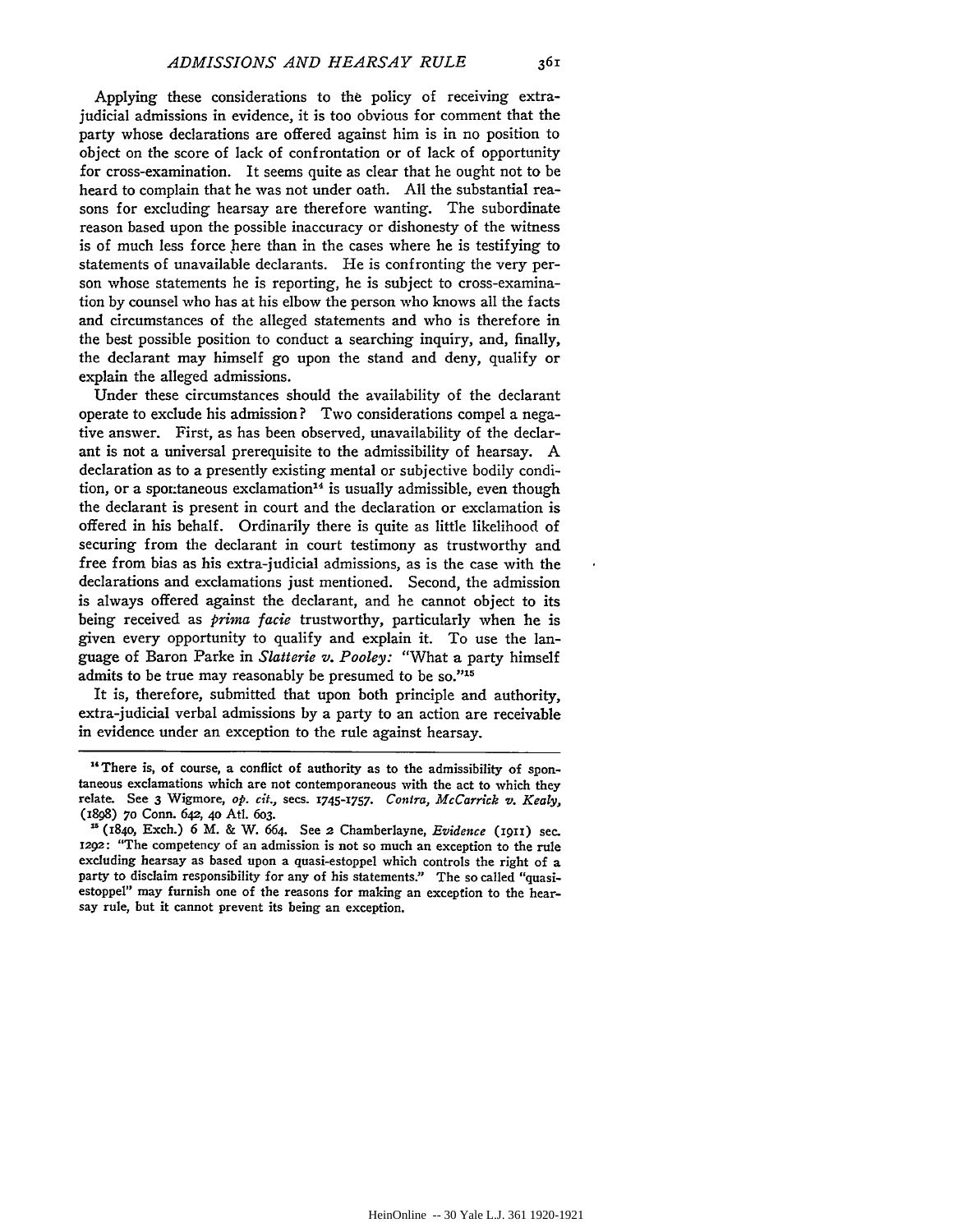Applying these considerations to the policy of receiving extra-judicial admissions in evidence, it is too obvious for comment that the party whose declarations are offered against him is in no position to object on the score of lack of confrontation or of lack of opportunity for cross-examination. It seems quite as clear that he ought not to be heard to complain that he was not under oath. All the substantial reasons for excluding hearsay are therefore wanting. The subordinate reason based upon the possible inaccuracy or dishonesty of the witness is of much less force here than in the cases where he is testifying to statements of unavailable declarants. He is confronting the very person whose statements he is reporting, he is subject to cross-examination by counsel who has at his elbow the person who knows all the facts and circumstances of the alleged statements and who is therefore in the best possible position to conduct a searching inquiry, and, finally, the declarant may himself go upon the stand and deny, qualify or explain the alleged admissions.

Under these circumstances should the availability of the declarant operate to exclude his admission? Two considerations compel a negative answer. First, as has been observed, unavailability of the declarant is not a universal prerequisite to the admissibility of hearsay. A declaration as to a presently existing mental or subjective bodily condition, or a spontaneous exclamation[14] is usually admissible, even though the declarant is present in court and the declaration or exclamation is offered in his behalf. Ordinarily there is quite as little likelihood of securing from the declarant in court testimony as trustworthy and free from bias as his extra-judicial admissions, as is the case with the declarations and exclamations just mentioned. Second, the admission is always offered against the declarant, and he cannot object to its being received as *prima facie* trustworthy, particularly when he is given every opportunity to qualify and explain it. To use the language of Baron Parke in *Slatterie v. Pooley:* "What a party himself admits to be true may reasonably be presumed to be so."[15]

It is, therefore, submitted that upon both principle and authority, extra-judicial verbal admissions by a party to an action are receivable in evidence under an exception to the rule against hearsay.

---

[14] There is, of course, a conflict of authority as to the admissibility of spontaneous exclamations which are not contemporaneous with the act to which they relate. See 3 Wigmore, *op. cit.*, secs. 1745-1757. *Contra, McCarrick v. Kealy*, (1898) 70 Conn. 642, 40 Atl. 603.

[15] (1840, Exch.) 6 M. & W. 664. See 2 Chamberlayne, *Evidence* (1911) sec. 1292: "The competency of an admission is not so much an exception to the rule excluding hearsay as based upon a quasi-estoppel which controls the right of a party to disclaim responsibility for any of his statements." The so called "quasi-estoppel" may furnish one of the reasons for making an exception to the hearsay rule, but it cannot prevent its being an exception.